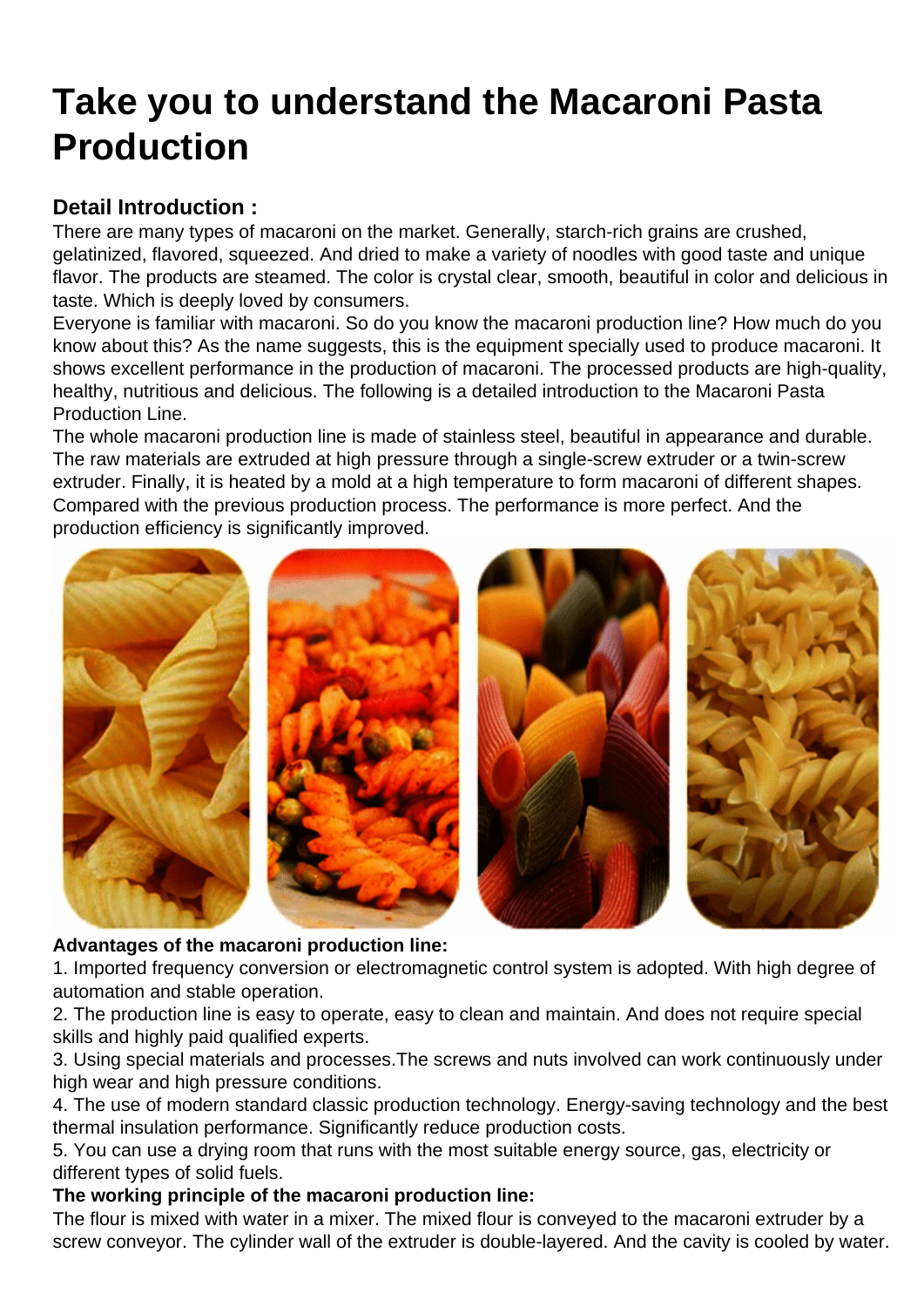# Take you to understand the Macaroni Pasta Production

### Detail Introduction :

There are many types of macaroni on the market. Generally, starch-rich grains are crushed, gelatinized, flavored, squeezed. And dried to make a variety of noodles with good taste and unique flavor. The products are steamed. The color is crystal clear, smooth, beautiful in color and delicious in taste. Which is deeply loved by consumers.

Everyone is familiar with macaroni. So do you know the macaroni production line? How much do you know about this? As the name suggests, this is the equipment specially used to produce macaroni. It shows excellent performance in the production of macaroni. The processed products are high-quality, healthy, nutritious and delicious. The following is a detailed introduction to the Macaroni Pasta Production Line.

The whole macaroni production line is made of stainless steel, beautiful in appearance and durable. The raw materials are extruded at high pressure through a single-screw extruder or a twin-screw extruder. Finally, it is heated by a mold at a high temperature to form macaroni of different shapes. Compared with the previous production process. The performance is more perfect. And the production efficiency is significantly improved.

**Advantages of the macaroni production line:**

1. Imported frequency conversion or electromagnetic control system is adopted. With high degree of automation and stable operation.
2. The production line is easy to operate, easy to clean and maintain. And does not require special skills and highly paid qualified experts.
3. Using special materials and processes.The screws and nuts involved can work continuously under high wear and high pressure conditions.
4. The use of modern standard classic production technology. Energy-saving technology and the best thermal insulation performance. Significantly reduce production costs.
5. You can use a drying room that runs with the most suitable energy source, gas, electricity or different types of solid fuels.

**The working principle of the macaroni production line:**

The flour is mixed with water in a mixer. The mixed flour is conveyed to the macaroni extruder by a screw conveyor. The cylinder wall of the extruder is double-layered. And the cavity is cooled by water.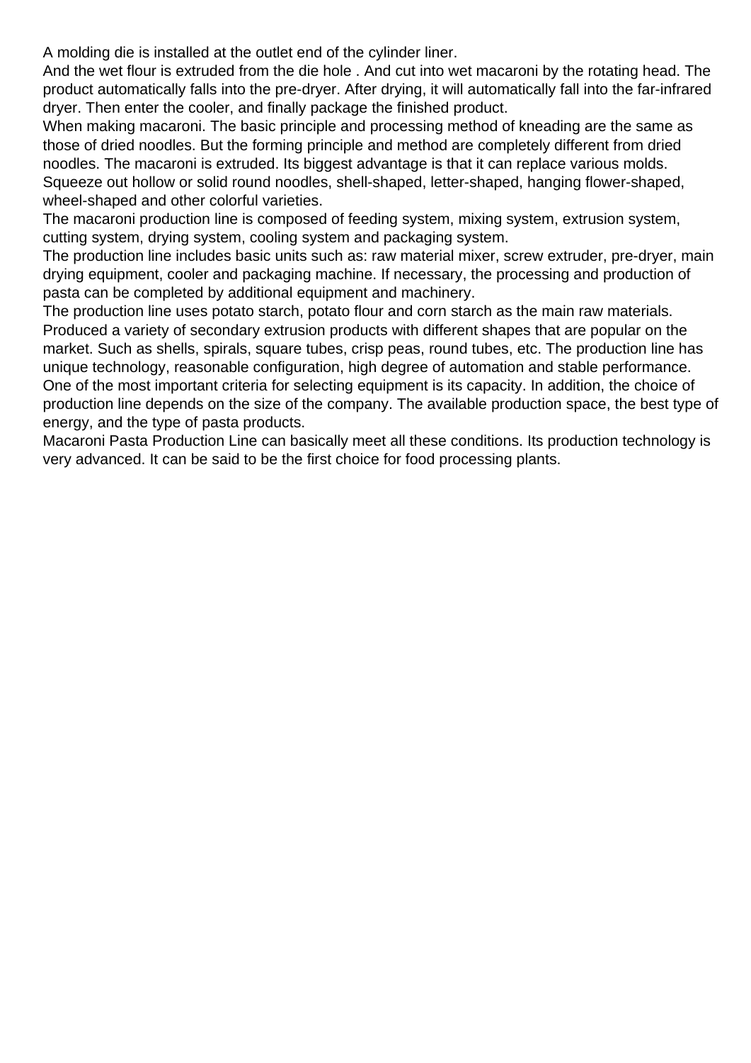A molding die is installed at the outlet end of the cylinder liner.

And the wet flour is extruded from the die hole . And cut into wet macaroni by the rotating head. The product automatically falls into the pre-dryer. After drying, it will automatically fall into the far-infrared dryer. Then enter the cooler, and finally package the finished product.

When making macaroni. The basic principle and processing method of kneading are the same as those of dried noodles. But the forming principle and method are completely different from dried noodles. The macaroni is extruded. Its biggest advantage is that it can replace various molds. Squeeze out hollow or solid round noodles, shell-shaped, letter-shaped, hanging flower-shaped, wheel-shaped and other colorful varieties.

The macaroni production line is composed of feeding system, mixing system, extrusion system, cutting system, drying system, cooling system and packaging system.

The production line includes basic units such as: raw material mixer, screw extruder, pre-dryer, main drying equipment, cooler and packaging machine. If necessary, the processing and production of pasta can be completed by additional equipment and machinery.

The production line uses potato starch, potato flour and corn starch as the main raw materials. Produced a variety of secondary extrusion products with different shapes that are popular on the market. Such as shells, spirals, square tubes, crisp peas, round tubes, etc. The production line has unique technology, reasonable configuration, high degree of automation and stable performance.

One of the most important criteria for selecting equipment is its capacity. In addition, the choice of production line depends on the size of the company. The available production space, the best type of energy, and the type of pasta products.

Macaroni Pasta Production Line can basically meet all these conditions. Its production technology is very advanced. It can be said to be the first choice for food processing plants.